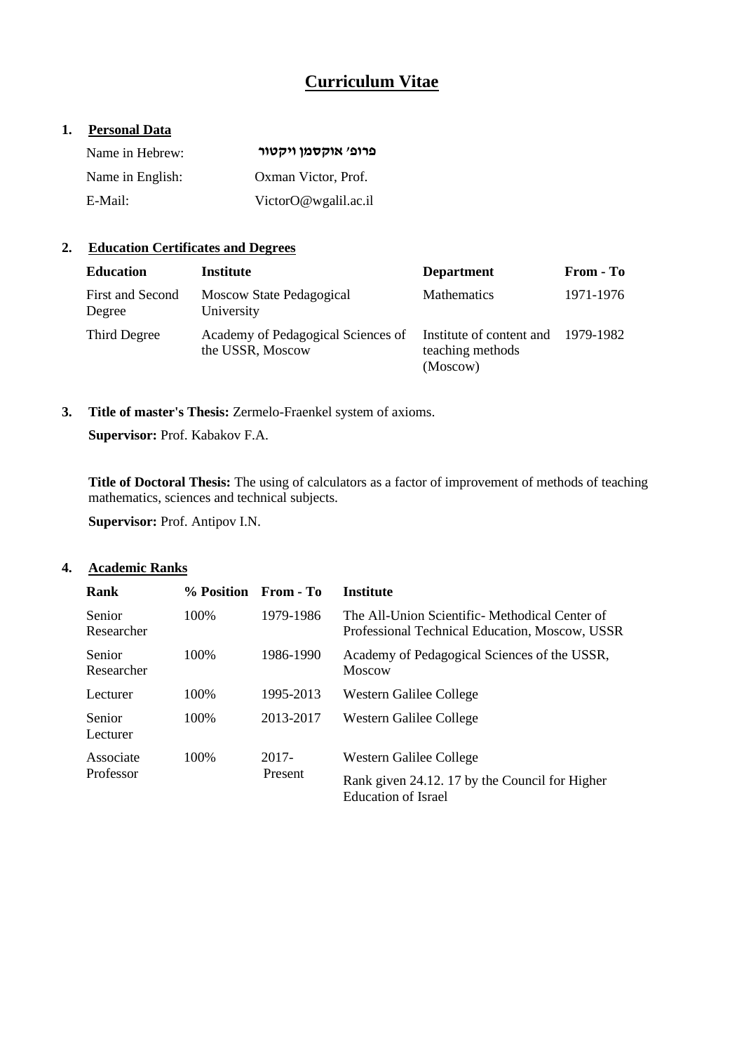# Curriculum Vitae

## 1. Personal Data

| | |
|---|---|
| Name in Hebrew: | **פרופ' אוקסמן ויקטור** |
| Name in English: | Oxman Victor, Prof. |
| E-Mail: | VictorO@wgalil.ac.il |

## 2. Education Certificates and Degrees

| Education | Institute | Department | From - To |
|---|---|---|---|
| First and Second Degree | Moscow State Pedagogical University | Mathematics | 1971-1976 |
| Third Degree | Academy of Pedagogical Sciences of the USSR, Moscow | Institute of content and teaching methods (Moscow) | 1979-1982 |

## 3. Title of master's Thesis:

**Title of master's Thesis:** Zermelo-Fraenkel system of axioms.

**Supervisor:** Prof. Kabakov F.A.

**Title of Doctoral Thesis:** The using of calculators as a factor of improvement of methods of teaching mathematics, sciences and technical subjects.

**Supervisor:** Prof. Antipov I.N.

## 4. Academic Ranks

| Rank | % Position | From - To | Institute |
|---|---|---|---|
| Senior Researcher | 100% | 1979-1986 | The All-Union Scientific- Methodical Center of Professional Technical Education, Moscow, USSR |
| Senior Researcher | 100% | 1986-1990 | Academy of Pedagogical Sciences of the USSR, Moscow |
| Lecturer | 100% | 1995-2013 | Western Galilee College |
| Senior Lecturer | 100% | 2013-2017 | Western Galilee College |
| Associate Professor | 100% | 2017- Present | Western Galilee College<br>Rank given 24.12. 17 by the Council for Higher Education of Israel |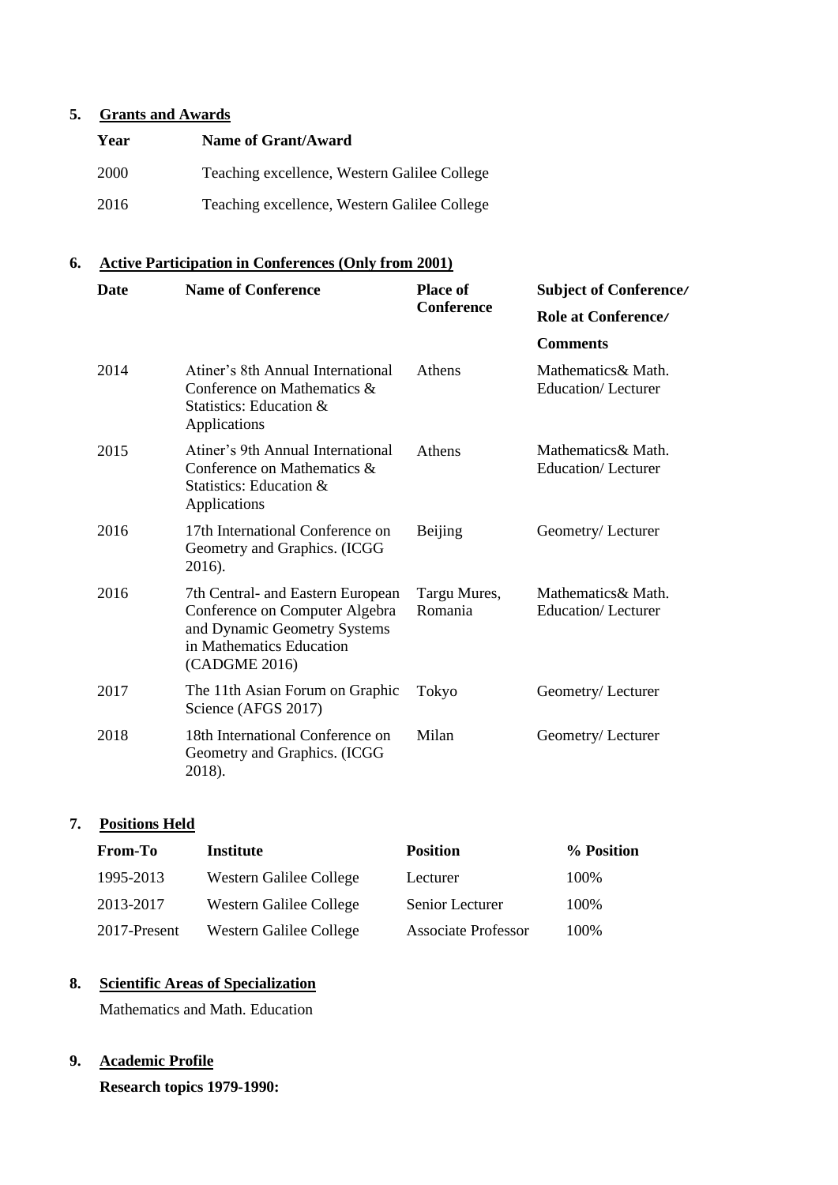## 5. Grants and Awards

| Year | Name of Grant/Award |
| --- | --- |
| 2000 | Teaching excellence, Western Galilee College |
| 2016 | Teaching excellence, Western Galilee College |

## 6. Active Participation in Conferences (Only from 2001)

| Date | Name of Conference | Place of Conference | Subject of Conference/ Role at Conference/ Comments |
| --- | --- | --- | --- |
| 2014 | Atiner's 8th Annual International Conference on Mathematics & Statistics: Education & Applications | Athens | Mathematics& Math. Education/ Lecturer |
| 2015 | Atiner's 9th Annual International Conference on Mathematics & Statistics: Education & Applications | Athens | Mathematics& Math. Education/ Lecturer |
| 2016 | 17th International Conference on Geometry and Graphics. (ICGG 2016). | Beijing | Geometry/ Lecturer |
| 2016 | 7th Central- and Eastern European Conference on Computer Algebra and Dynamic Geometry Systems in Mathematics Education (CADGME 2016) | Targu Mures, Romania | Mathematics& Math. Education/ Lecturer |
| 2017 | The 11th Asian Forum on Graphic Science (AFGS 2017) | Tokyo | Geometry/ Lecturer |
| 2018 | 18th International Conference on Geometry and Graphics. (ICGG 2018). | Milan | Geometry/ Lecturer |

## 7. Positions Held

| From-To | Institute | Position | % Position |
| --- | --- | --- | --- |
| 1995-2013 | Western Galilee College | Lecturer | 100% |
| 2013-2017 | Western Galilee College | Senior Lecturer | 100% |
| 2017-Present | Western Galilee College | Associate Professor | 100% |

## 8. Scientific Areas of Specialization

Mathematics and Math. Education

## 9. Academic Profile

**Research topics 1979-1990:**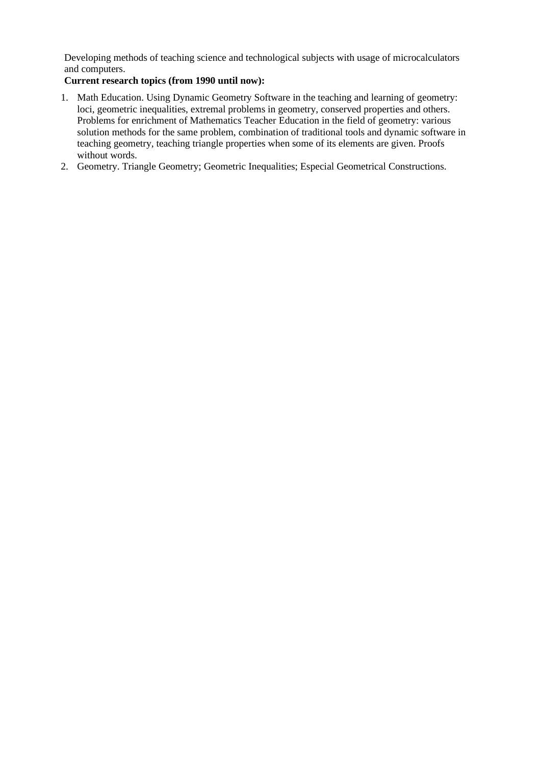Developing methods of teaching science and technological subjects with usage of microcalculators and computers.

**Current research topics (from 1990 until now):**

1. Math Education. Using Dynamic Geometry Software in the teaching and learning of geometry: loci, geometric inequalities, extremal problems in geometry, conserved properties and others. Problems for enrichment of Mathematics Teacher Education in the field of geometry: various solution methods for the same problem, combination of traditional tools and dynamic software in teaching geometry, teaching triangle properties when some of its elements are given. Proofs without words.
2. Geometry. Triangle Geometry; Geometric Inequalities; Especial Geometrical Constructions.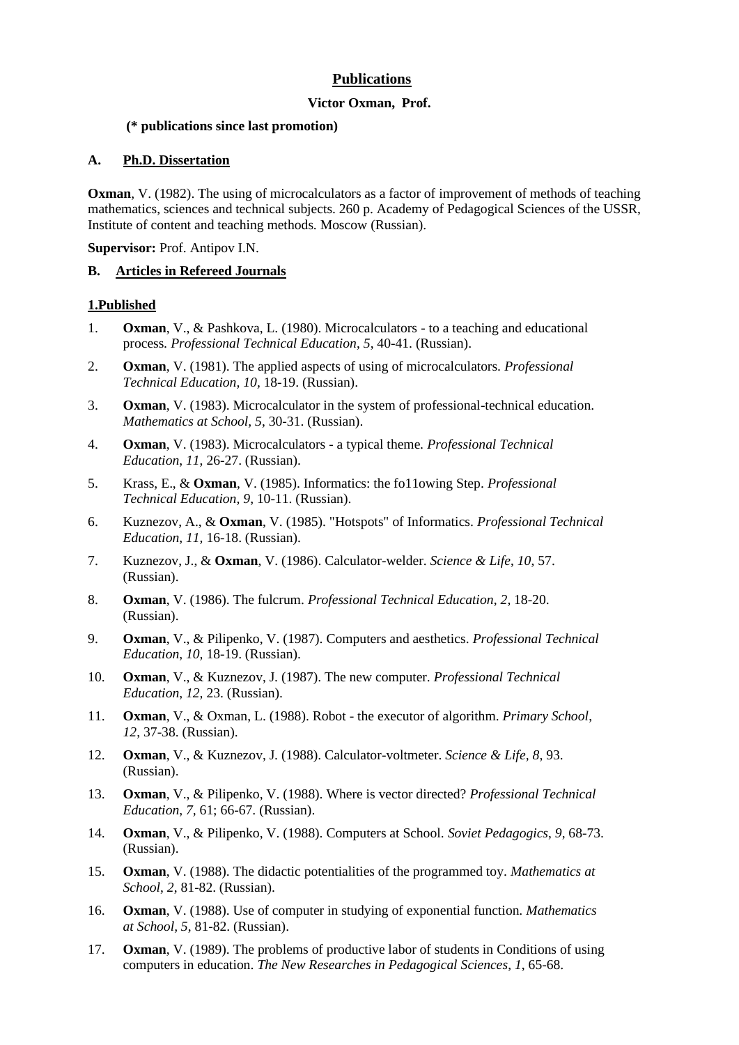# Publications

**Victor Oxman, Prof.**

**(* publications since last promotion)**

## A. Ph.D. Dissertation

**Oxman**, V. (1982). The using of microcalculators as a factor of improvement of methods of teaching mathematics, sciences and technical subjects. 260 p. Academy of Pedagogical Sciences of the USSR, Institute of content and teaching methods. Moscow (Russian).

**Supervisor:** Prof. Antipov I.N.

## B. Articles in Refereed Journals

### 1.Published

1. **Oxman**, V., & Pashkova, L. (1980). Microcalculators - to a teaching and educational process. *Professional Technical Education*, *5*, 40-41. (Russian).
2. **Oxman**, V. (1981). The applied aspects of using of microcalculators. *Professional Technical Education, 10,* 18-19. (Russian).
3. **Oxman**, V. (1983). Microcalculator in the system of professional-technical education. *Mathematics at School, 5,* 30-31. (Russian).
4. **Oxman**, V. (1983). Microcalculators - a typical theme. *Professional Technical Education*, *11*, 26-27. (Russian).
5. Krass, E., & **Oxman**, V. (1985). Informatics: the fo11owing Step. *Professional Technical Education, 9*, 10-11. (Russian).
6. Kuznezov, A., & **Oxman**, V. (1985). "Hotspots" of Informatics. *Professional Technical Education*, *11,* 16-18. (Russian).
7. Kuznezov, J., & **Oxman**, V. (1986). Calculator-welder. *Science & Life, 10,* 57. (Russian).
8. **Oxman**, V. (1986). The fulcrum. *Professional Technical Education*, *2,* 18-20. (Russian).
9. **Oxman**, V., & Pilipenko, V. (1987). Computers and aesthetics. *Professional Technical Education*, *10,* 18-19. (Russian).
10. **Oxman**, V., & Kuznezov, J. (1987). The new computer. *Professional Technical Education*, *12,* 23. (Russian).
11. **Oxman**, V., & Oxman, L. (1988). Robot - the executor of algorithm. *Primary School*, *12*, 37-38. (Russian).
12. **Oxman**, V., & Kuznezov, J. (1988). Calculator-voltmeter. *Science & Life, 8*, 93. (Russian).
13. **Oxman**, V., & Pilipenko, V. (1988). Where is vector directed? *Professional Technical Education*, *7,* 61; 66-67. (Russian).
14. **Oxman**, V., & Pilipenko, V. (1988). Computers at School. *Soviet Pedagogics*, *9*, 68-73. (Russian).
15. **Oxman**, V. (1988). The didactic potentialities of the programmed toy. *Mathematics at School*, *2*, 81-82. (Russian).
16. **Oxman**, V. (1988). Use of computer in studying of exponential function. *Mathematics at School, 5*, 81-82. (Russian).
17. **Oxman**, V. (1989). The problems of productive labor of students in Conditions of using computers in education. *The New Researches in Pedagogical Sciences*, *1*, 65-68.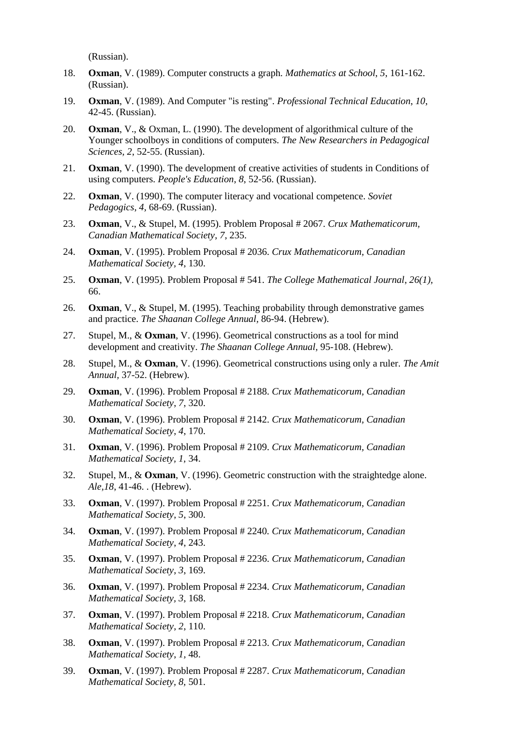(Russian).

18. **Oxman**, V. (1989). Computer constructs a graph. *Mathematics at School*, *5*, 161-162. (Russian).
19. **Oxman**, V. (1989). And Computer "is resting". *Professional Technical Education*, *10*, 42-45. (Russian).
20. **Oxman**, V., & Oxman, L. (1990). The development of algorithmical culture of the Younger schoolboys in conditions of computers. *The New Researchers in Pedagogical Sciences*, *2*, 52-55. (Russian).
21. **Oxman**, V. (1990). The development of creative activities of students in Conditions of using computers. *People's Education*, *8*, 52-56. (Russian).
22. **Oxman**, V. (1990). The computer literacy and vocational competence. *Soviet Pedagogics*, *4*, 68-69. (Russian).
23. **Oxman**, V., & Stupel, M. (1995). Problem Proposal # 2067. *Crux Mathematicorum, Canadian Mathematical Society*, *7*, 235.
24. **Oxman**, V. (1995). Problem Proposal # 2036. *Crux Mathematicorum, Canadian Mathematical Society*, *4*, 130.
25. **Oxman**, V. (1995). Problem Proposal # 541. *The College Mathematical Journal*, *26(1)*, 66.
26. **Oxman**, V., & Stupel, M. (1995). Teaching probability through demonstrative games and practice. *The Shaanan College Annual*, 86-94. (Hebrew).
27. Stupel, M., & **Oxman**, V. (1996). Geometrical constructions as a tool for mind development and creativity. *The Shaanan College Annual*, 95-108. (Hebrew).
28. Stupel, M., & **Oxman**, V. (1996). Geometrical constructions using only a ruler. *The Amit Annual*, 37-52. (Hebrew).
29. **Oxman**, V. (1996). Problem Proposal # 2188. *Crux Mathematicorum, Canadian Mathematical Society*, *7*, 320.
30. **Oxman**, V. (1996). Problem Proposal # 2142. *Crux Mathematicorum, Canadian Mathematical Society*, *4*, 170.
31. **Oxman**, V. (1996). Problem Proposal # 2109. *Crux Mathematicorum, Canadian Mathematical Society*, *1*, 34.
32. Stupel, M., & **Oxman**, V. (1996). Geometric construction with the straightedge alone. *Ale*,*18*, 41-46. . (Hebrew).
33. **Oxman**, V. (1997). Problem Proposal # 2251. *Crux Mathematicorum, Canadian Mathematical Society*, *5*, 300.
34. **Oxman**, V. (1997). Problem Proposal # 2240. *Crux Mathematicorum, Canadian Mathematical Society*, *4*, 243.
35. **Oxman**, V. (1997). Problem Proposal # 2236. *Crux Mathematicorum, Canadian Mathematical Society*, *3*, 169.
36. **Oxman**, V. (1997). Problem Proposal # 2234. *Crux Mathematicorum, Canadian Mathematical Society*, *3*, 168.
37. **Oxman**, V. (1997). Problem Proposal # 2218. *Crux Mathematicorum, Canadian Mathematical Society*, *2*, 110.
38. **Oxman**, V. (1997). Problem Proposal # 2213. *Crux Mathematicorum, Canadian Mathematical Society*, *1*, 48.
39. **Oxman**, V. (1997). Problem Proposal # 2287. *Crux Mathematicorum, Canadian Mathematical Society*, *8*, 501.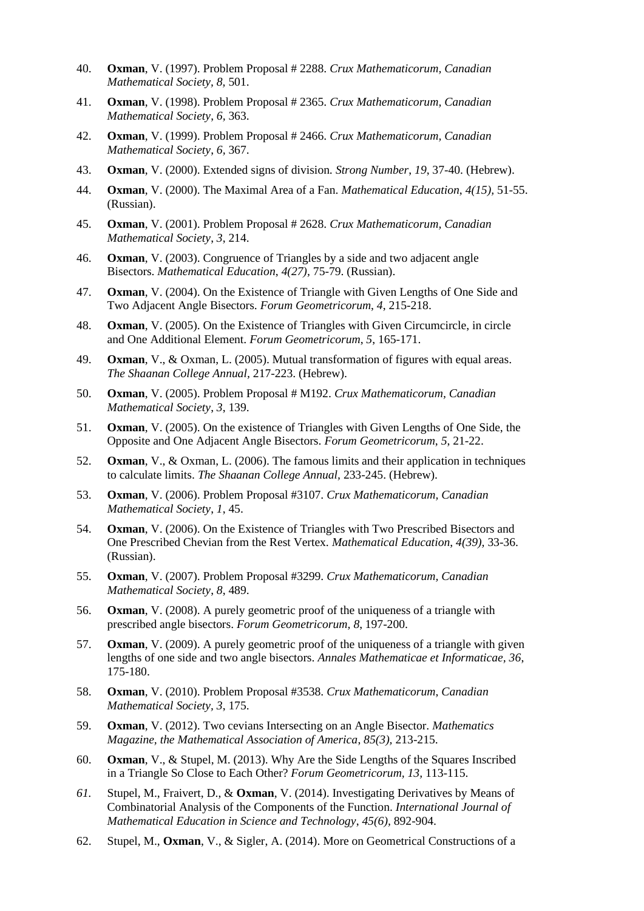40. **Oxman**, V. (1997). Problem Proposal # 2288. *Crux Mathematicorum, Canadian Mathematical Society*, *8*, 501.

41. **Oxman**, V. (1998). Problem Proposal # 2365. *Crux Mathematicorum, Canadian Mathematical Society*, *6*, 363.

42. **Oxman**, V. (1999). Problem Proposal # 2466. *Crux Mathematicorum, Canadian Mathematical Society*, *6*, 367.

43. **Oxman**, V. (2000). Extended signs of division. *Strong Number*, *19*, 37-40. (Hebrew).

44. **Oxman**, V. (2000). The Maximal Area of a Fan. *Mathematical Education*, *4(15)*, 51-55. (Russian).

45. **Oxman**, V. (2001). Problem Proposal # 2628. *Crux Mathematicorum, Canadian Mathematical Society*, *3*, 214.

46. **Oxman**, V. (2003). Congruence of Triangles by a side and two adjacent angle Bisectors. *Mathematical Education*, *4(27)*, 75-79. (Russian).

47. **Oxman**, V. (2004). On the Existence of Triangle with Given Lengths of One Side and Two Adjacent Angle Bisectors. *Forum Geometricorum*, *4*, 215-218.

48. **Oxman**, V. (2005). On the Existence of Triangles with Given Circumcircle, in circle and One Additional Element. *Forum Geometricorum*, *5*, 165-171.

49. **Oxman**, V., & Oxman, L. (2005). Mutual transformation of figures with equal areas. *The Shaanan College Annual*, 217-223. (Hebrew).

50. **Oxman**, V. (2005). Problem Proposal # M192. *Crux Mathematicorum, Canadian Mathematical Society*, *3*, 139.

51. **Oxman**, V. (2005). On the existence of Triangles with Given Lengths of One Side, the Opposite and One Adjacent Angle Bisectors. *Forum Geometricorum*, *5*, 21-22.

52. **Oxman**, V., & Oxman, L. (2006). The famous limits and their application in techniques to calculate limits. *The Shaanan College Annual*, 233-245. (Hebrew).

53. **Oxman**, V. (2006). Problem Proposal #3107. *Crux Mathematicorum, Canadian Mathematical Society*, *1*, 45.

54. **Oxman**, V. (2006). On the Existence of Triangles with Two Prescribed Bisectors and One Prescribed Chevian from the Rest Vertex. *Mathematical Education*, *4(39)*, 33-36. (Russian).

55. **Oxman**, V. (2007). Problem Proposal #3299. *Crux Mathematicorum, Canadian Mathematical Society*, *8*, 489.

56. **Oxman**, V. (2008). A purely geometric proof of the uniqueness of a triangle with prescribed angle bisectors. *Forum Geometricorum*, *8*, 197-200.

57. **Oxman**, V. (2009). A purely geometric proof of the uniqueness of a triangle with given lengths of one side and two angle bisectors. *Annales Mathematicae et Informaticae*, *36*, 175-180.

58. **Oxman**, V. (2010). Problem Proposal #3538. *Crux Mathematicorum, Canadian Mathematical Society*, *3*, 175.

59. **Oxman**, V. (2012). Two cevians Intersecting on an Angle Bisector. *Mathematics Magazine, the Mathematical Association of America*, *85(3)*, 213-215.

60. **Oxman**, V., & Stupel, M. (2013). Why Are the Side Lengths of the Squares Inscribed in a Triangle So Close to Each Other? *Forum Geometricorum*, *13*, 113-115.

*61.* Stupel, M., Fraivert, D., & **Oxman**, V. (2014). Investigating Derivatives by Means of Combinatorial Analysis of the Components of the Function. *International Journal of Mathematical Education in Science and Technology*, *45(6)*, 892-904.

62. Stupel, M., **Oxman**, V., & Sigler, A. (2014). More on Geometrical Constructions of a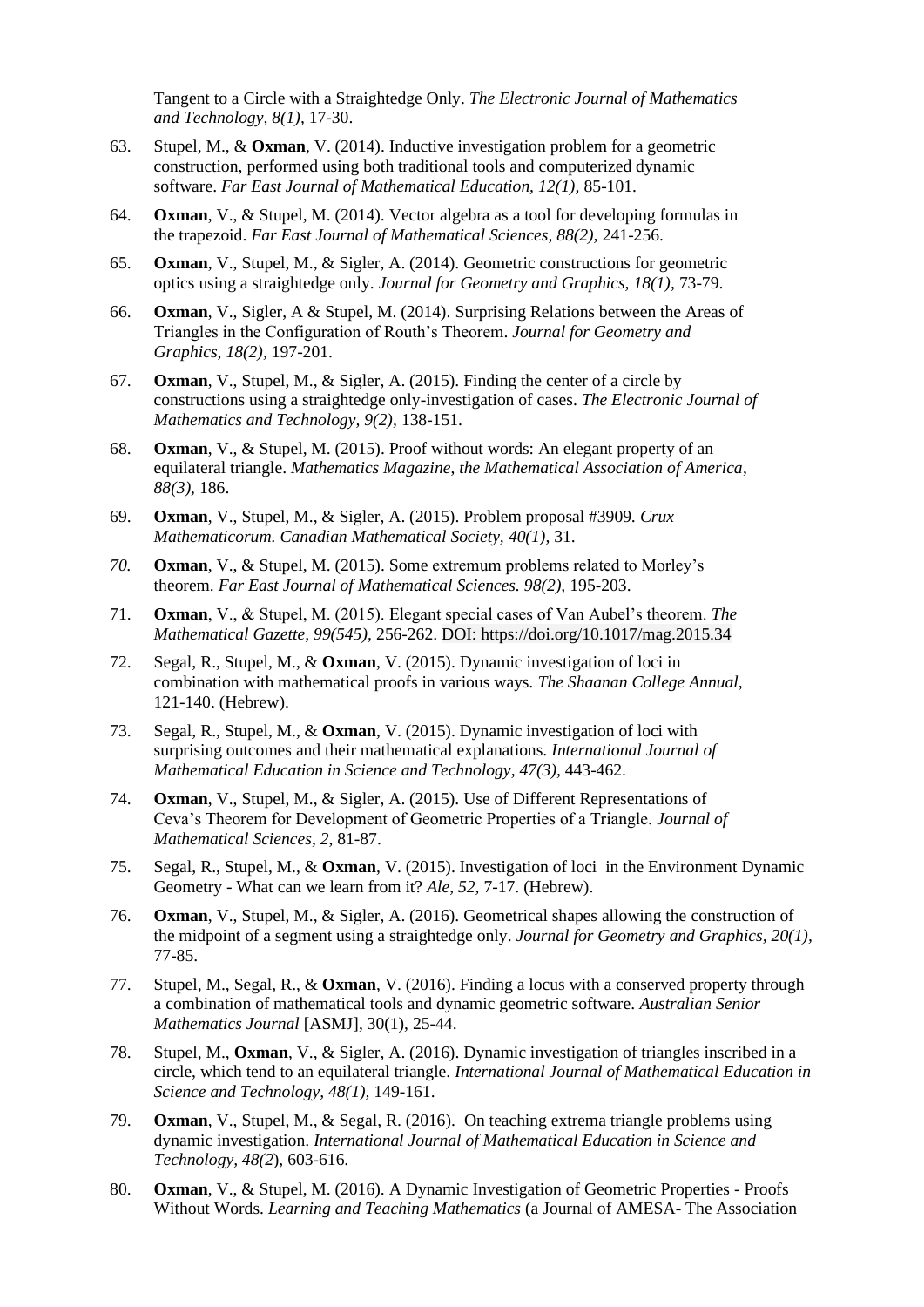Tangent to a Circle with a Straightedge Only. *The Electronic Journal of Mathematics and Technology, 8(1),* 17-30.

63. Stupel, M., & **Oxman**, V. (2014). Inductive investigation problem for a geometric construction, performed using both traditional tools and computerized dynamic software. *Far East Journal of Mathematical Education, 12(1),* 85-101.

64. **Oxman**, V., & Stupel, M. (2014). Vector algebra as a tool for developing formulas in the trapezoid. *Far East Journal of Mathematical Sciences, 88(2),* 241-256.

65. **Oxman**, V., Stupel, M., & Sigler, A. (2014). Geometric constructions for geometric optics using a straightedge only. *Journal for Geometry and Graphics, 18(1),* 73-79.

66. **Oxman**, V., Sigler, A & Stupel, M. (2014). Surprising Relations between the Areas of Triangles in the Configuration of Routh's Theorem. *Journal for Geometry and Graphics, 18(2),* 197-201.

67. **Oxman**, V., Stupel, M., & Sigler, A. (2015). Finding the center of a circle by constructions using a straightedge only-investigation of cases. *The Electronic Journal of Mathematics and Technology, 9(2),* 138-151.

68. **Oxman**, V., & Stupel, M. (2015). Proof without words: An elegant property of an equilateral triangle. *Mathematics Magazine, the Mathematical Association of America, 88(3),* 186.

69. **Oxman**, V., Stupel, M., & Sigler, A. (2015). Problem proposal #3909. *Crux Mathematicorum. Canadian Mathematical Society, 40(1),* 31.

70. **Oxman**, V., & Stupel, M. (2015). Some extremum problems related to Morley's theorem. *Far East Journal of Mathematical Sciences. 98(2),* 195-203.

71. **Oxman**, V., & Stupel, M. (2015). Elegant special cases of Van Aubel's theorem. *The Mathematical Gazette, 99(545),* 256-262. DOI: https://doi.org/10.1017/mag.2015.34

72. Segal, R., Stupel, M., & **Oxman**, V. (2015). Dynamic investigation of loci in combination with mathematical proofs in various ways. *The Shaanan College Annual*, 121-140. (Hebrew).

73. Segal, R., Stupel, M., & **Oxman**, V. (2015). Dynamic investigation of loci with surprising outcomes and their mathematical explanations. *International Journal of Mathematical Education in Science and Technology, 47(3),* 443-462.

74. **Oxman**, V., Stupel, M., & Sigler, A. (2015). Use of Different Representations of Ceva's Theorem for Development of Geometric Properties of a Triangle. *Journal of Mathematical Sciences, 2,* 81-87.

75. Segal, R., Stupel, M., & **Oxman**, V. (2015). Investigation of loci in the Environment Dynamic Geometry - What can we learn from it? *Ale, 52,* 7-17. (Hebrew).

76. **Oxman**, V., Stupel, M., & Sigler, A. (2016). Geometrical shapes allowing the construction of the midpoint of a segment using a straightedge only. *Journal for Geometry and Graphics, 20(1),* 77-85.

77. Stupel, M., Segal, R., & **Oxman**, V. (2016). Finding a locus with a conserved property through a combination of mathematical tools and dynamic geometric software. *Australian Senior Mathematics Journal* [ASMJ], 30(1), 25-44.

78. Stupel, M., **Oxman**, V., & Sigler, A. (2016). Dynamic investigation of triangles inscribed in a circle, which tend to an equilateral triangle. *International Journal of Mathematical Education in Science and Technology, 48(1),* 149-161.

79. **Oxman**, V., Stupel, M., & Segal, R. (2016). On teaching extrema triangle problems using dynamic investigation. *International Journal of Mathematical Education in Science and Technology, 48(2),* 603-616.

80. **Oxman**, V., & Stupel, M. (2016). A Dynamic Investigation of Geometric Properties - Proofs Without Words. *Learning and Teaching Mathematics* (a Journal of AMESA- The Association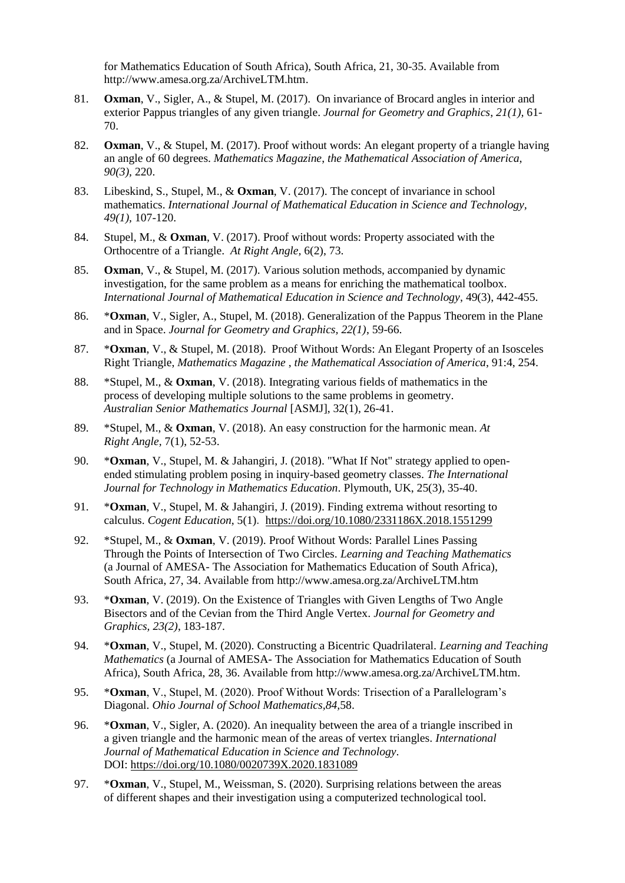for Mathematics Education of South Africa), South Africa, 21, 30-35. Available from http://www.amesa.org.za/ArchiveLTM.htm.

81. **Oxman**, V., Sigler, A., & Stupel, M. (2017). On invariance of Brocard angles in interior and exterior Pappus triangles of any given triangle. *Journal for Geometry and Graphics*, *21(1),* 61-70.

82. **Oxman**, V., & Stupel, M. (2017). Proof without words: An elegant property of a triangle having an angle of 60 degrees. *Mathematics Magazine*, *the Mathematical Association of America*, *90(3),* 220.

83. Libeskind, S., Stupel, M., & **Oxman**, V. (2017). The concept of invariance in school mathematics. *International Journal of Mathematical Education in Science and Technology, 49(1),* 107-120.

84. Stupel, M., & **Oxman**, V. (2017). Proof without words: Property associated with the Orthocentre of a Triangle. *At Right Angle*, 6(2), 73.

85. **Oxman**, V., & Stupel, M. (2017). Various solution methods, accompanied by dynamic investigation, for the same problem as a means for enriching the mathematical toolbox. *International Journal of Mathematical Education in Science and Technology*, 49(3), 442-455.

86. \***Oxman**, V., Sigler, A., Stupel, M. (2018). Generalization of the Pappus Theorem in the Plane and in Space. *Journal for Geometry and Graphics, 22(1)*, 59-66.

87. \***Oxman**, V., & Stupel, M. (2018). Proof Without Words: An Elegant Property of an Isosceles Right Triangle, *Mathematics Magazine* , *the Mathematical Association of America*, 91:4, 254.

88. \*Stupel, M., & **Oxman**, V. (2018). Integrating various fields of mathematics in the process of developing multiple solutions to the same problems in geometry. *Australian Senior Mathematics Journal* [ASMJ], 32(1), 26-41.

89. \*Stupel, M., & **Oxman**, V. (2018). An easy construction for the harmonic mean. *At Right Angle*, 7(1), 52-53.

90. \***Oxman**, V., Stupel, M. & Jahangiri, J. (2018). "What If Not" strategy applied to open-ended stimulating problem posing in inquiry-based geometry classes. *The International Journal for Technology in Mathematics Education*. Plymouth, UK, 25(3), 35-40.

91. \***Oxman**, V., Stupel, M. & Jahangiri, J. (2019). Finding extrema without resorting to calculus. *Cogent Education*, 5(1). https://doi.org/10.1080/2331186X.2018.1551299

92. \*Stupel, M., & **Oxman**, V. (2019). Proof Without Words: Parallel Lines Passing Through the Points of Intersection of Two Circles. *Learning and Teaching Mathematics* (a Journal of AMESA- The Association for Mathematics Education of South Africa), South Africa, 27, 34. Available from http://www.amesa.org.za/ArchiveLTM.htm

93. \***Oxman**, V. (2019). On the Existence of Triangles with Given Lengths of Two Angle Bisectors and of the Cevian from the Third Angle Vertex. *Journal for Geometry and Graphics, 23(2)*, 183-187.

94. \***Oxman**, V., Stupel, M. (2020). Constructing a Bicentric Quadrilateral. *Learning and Teaching Mathematics* (a Journal of AMESA- The Association for Mathematics Education of South Africa), South Africa, 28, 36. Available from http://www.amesa.org.za/ArchiveLTM.htm.

95. \***Oxman**, V., Stupel, M. (2020). Proof Without Words: Trisection of a Parallelogram's Diagonal. *Ohio Journal of School Mathematics,84,*58.

96. \***Oxman**, V., Sigler, A. (2020). An inequality between the area of a triangle inscribed in a given triangle and the harmonic mean of the areas of vertex triangles. *International Journal of Mathematical Education in Science and Technology*. DOI: https://doi.org/10.1080/0020739X.2020.1831089

97. \***Oxman**, V., Stupel, M., Weissman, S. (2020). Surprising relations between the areas of different shapes and their investigation using a computerized technological tool.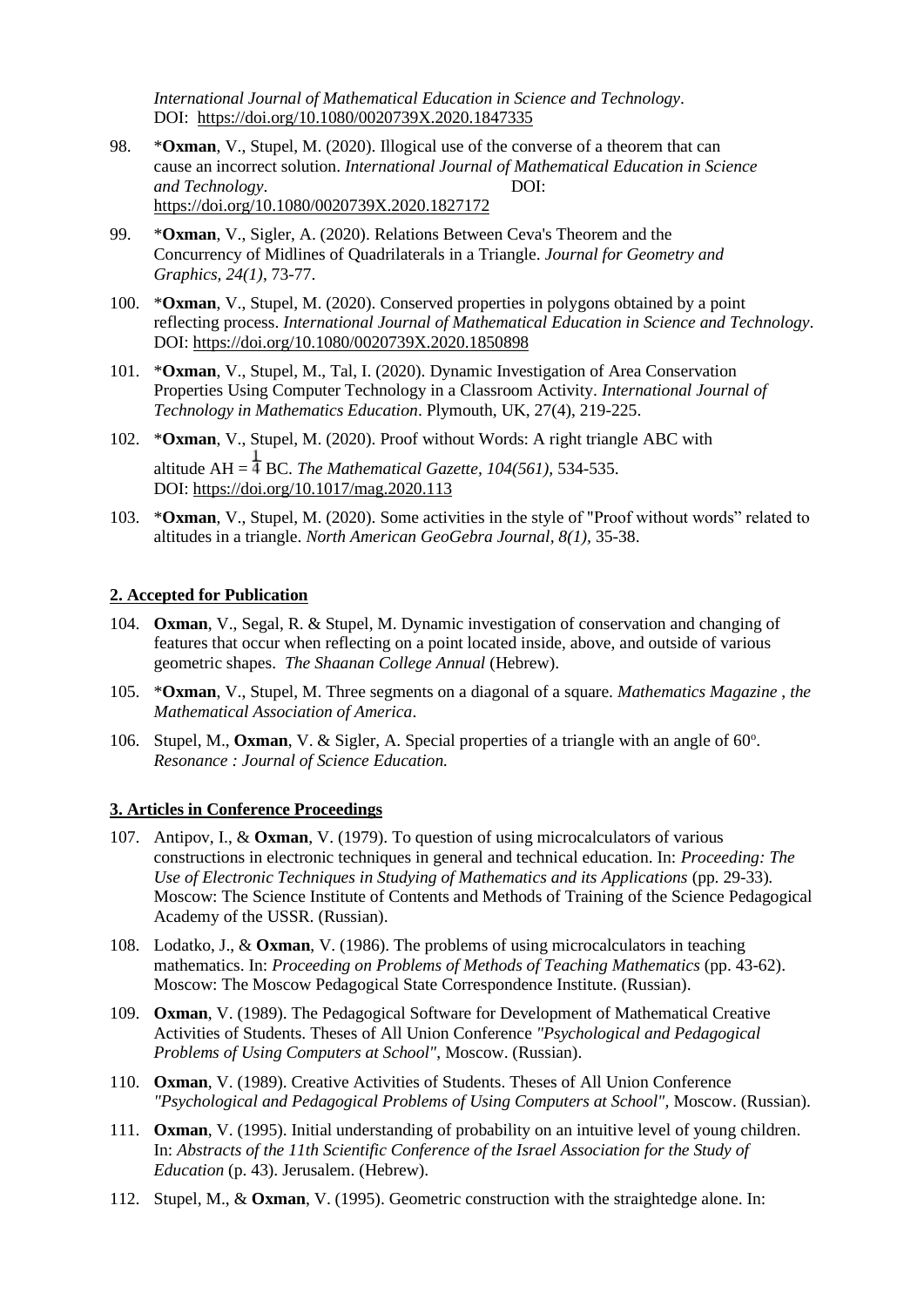*International Journal of Mathematical Education in Science and Technology*. DOI: https://doi.org/10.1080/0020739X.2020.1847335

98. *__Oxman__, V., Stupel, M. (2020). Illogical use of the converse of a theorem that can cause an incorrect solution. *International Journal of Mathematical Education in Science and Technology*. DOI: https://doi.org/10.1080/0020739X.2020.1827172

99. *__Oxman__, V., Sigler, A. (2020). Relations Between Ceva's Theorem and the Concurrency of Midlines of Quadrilaterals in a Triangle. *Journal for Geometry and Graphics, 24(1)*, 73-77.

100. *__Oxman__, V., Stupel, M. (2020). Conserved properties in polygons obtained by a point reflecting process. *International Journal of Mathematical Education in Science and Technology*. DOI: https://doi.org/10.1080/0020739X.2020.1850898

101. *__Oxman__, V., Stupel, M., Tal, I. (2020). Dynamic Investigation of Area Conservation Properties Using Computer Technology in a Classroom Activity. *International Journal of Technology in Mathematics Education*. Plymouth, UK, 27(4), 219-225.

102. *__Oxman__, V., Stupel, M. (2020). Proof without Words: A right triangle ABC with altitude AH = $\frac{1}{4}$ BC. *The Mathematical Gazette, 104(561)*, 534-535. DOI: https://doi.org/10.1017/mag.2020.113

103. *__Oxman__, V., Stupel, M. (2020). Some activities in the style of "Proof without words" related to altitudes in a triangle. *North American GeoGebra Journal, 8(1)*, 35-38.

## 2. Accepted for Publication

104. **Oxman**, V., Segal, R. & Stupel, M. Dynamic investigation of conservation and changing of features that occur when reflecting on a point located inside, above, and outside of various geometric shapes. *The Shaanan College Annual* (Hebrew).

105. *__Oxman__, V., Stupel, M. Three segments on a diagonal of a square. *Mathematics Magazine , the Mathematical Association of America*.

106. Stupel, M., **Oxman**, V. & Sigler, A. Special properties of a triangle with an angle of 60°. *Resonance : Journal of Science Education.*

## 3. Articles in Conference Proceedings

107. Antipov, I., & **Oxman**, V. (1979). To question of using microcalculators of various constructions in electronic techniques in general and technical education. In: *Proceeding: The Use of Electronic Techniques in Studying of Mathematics and its Applications* (pp. 29-33). Moscow: The Science Institute of Contents and Methods of Training of the Science Pedagogical Academy of the USSR. (Russian).

108. Lodatko, J., & **Oxman**, V. (1986). The problems of using microcalculators in teaching mathematics. In: *Proceeding on Problems of Methods of Teaching Mathematics* (pp. 43-62). Moscow: The Moscow Pedagogical State Correspondence Institute. (Russian).

109. **Oxman**, V. (1989). The Pedagogical Software for Development of Mathematical Creative Activities of Students. Theses of All Union Conference *"Psychological and Pedagogical Problems of Using Computers at School"*, Moscow. (Russian).

110. **Oxman**, V. (1989). Creative Activities of Students. Theses of All Union Conference *"Psychological and Pedagogical Problems of Using Computers at School"*, Moscow. (Russian).

111. **Oxman**, V. (1995). Initial understanding of probability on an intuitive level of young children. In: *Abstracts of the 11th Scientific Conference of the Israel Association for the Study of Education* (p. 43). Jerusalem. (Hebrew).

112. Stupel, M., & **Oxman**, V. (1995). Geometric construction with the straightedge alone. In: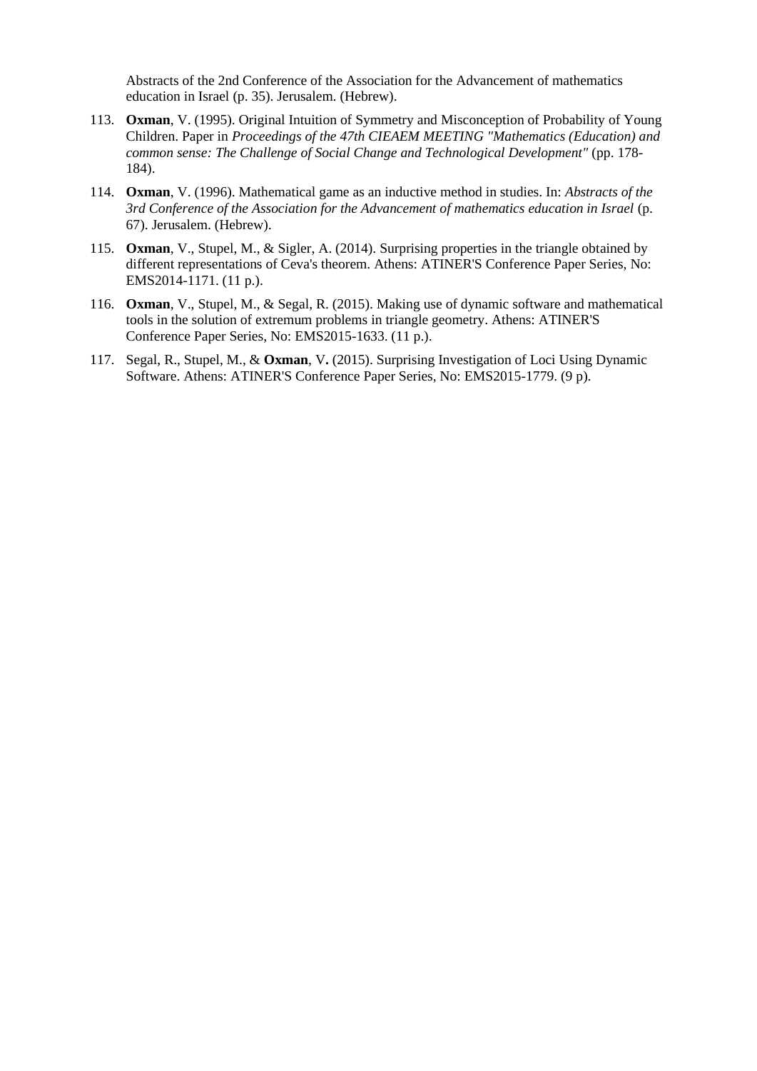Abstracts of the 2nd Conference of the Association for the Advancement of mathematics education in Israel (p. 35). Jerusalem. (Hebrew).

113. **Oxman**, V. (1995). Original Intuition of Symmetry and Misconception of Probability of Young Children. Paper in *Proceedings of the 47th CIEAEM MEETING "Mathematics (Education) and common sense: The Challenge of Social Change and Technological Development"* (pp. 178-184).

114. **Oxman**, V. (1996). Mathematical game as an inductive method in studies. In: *Abstracts of the 3rd Conference of the Association for the Advancement of mathematics education in Israel* (p. 67). Jerusalem. (Hebrew).

115. **Oxman**, V., Stupel, M., & Sigler, A. (2014). Surprising properties in the triangle obtained by different representations of Ceva's theorem. Athens: ATINER'S Conference Paper Series, No: EMS2014-1171. (11 p.).

116. **Oxman**, V., Stupel, M., & Segal, R. (2015). Making use of dynamic software and mathematical tools in the solution of extremum problems in triangle geometry. Athens: ATINER'S Conference Paper Series, No: EMS2015-1633. (11 p.).

117. Segal, R., Stupel, M., & **Oxman**, V**.** (2015). Surprising Investigation of Loci Using Dynamic Software. Athens: ATINER'S Conference Paper Series, No: EMS2015-1779. (9 p).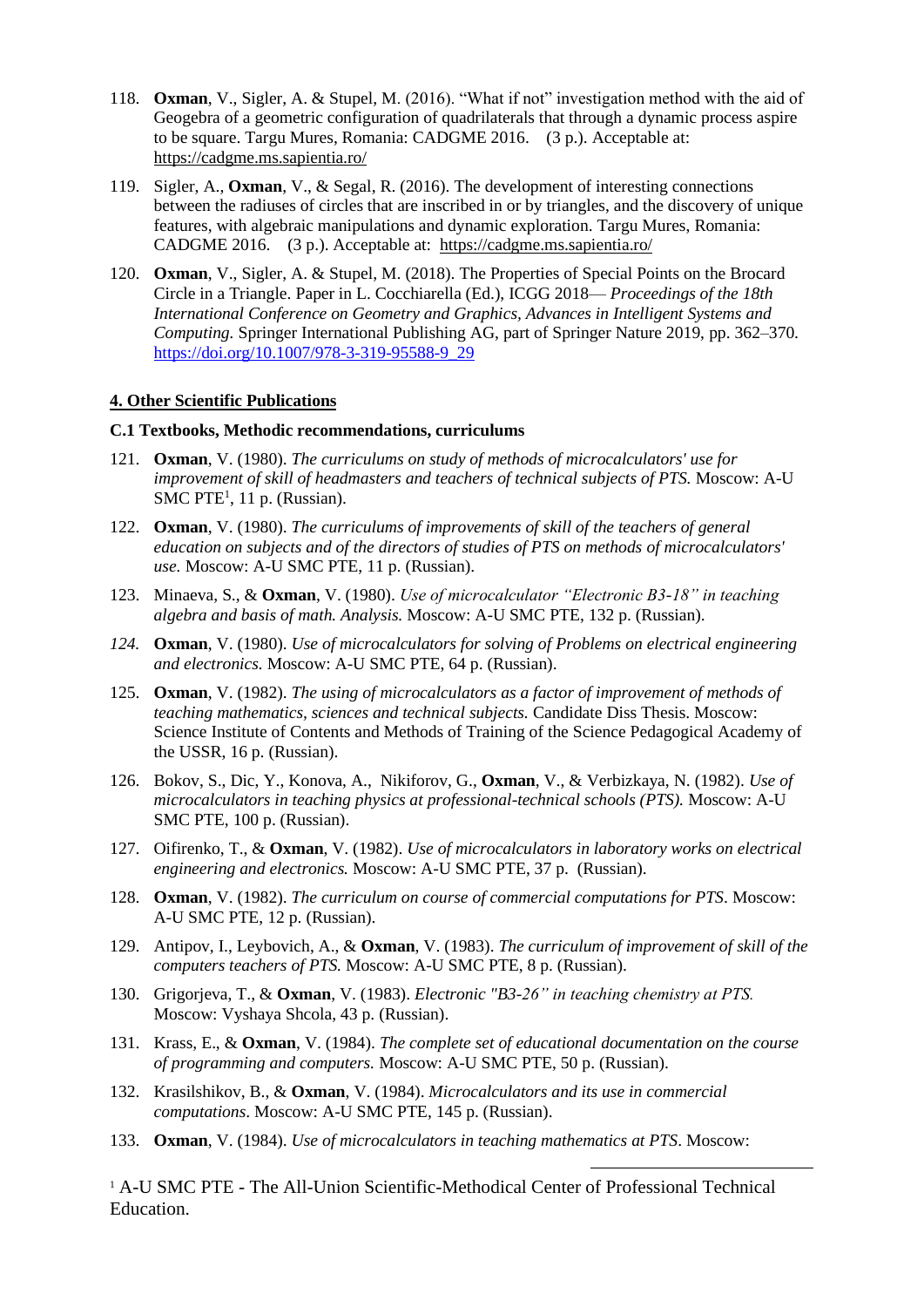118. **Oxman**, V., Sigler, A. & Stupel, M. (2016). "What if not" investigation method with the aid of Geogebra of a geometric configuration of quadrilaterals that through a dynamic process aspire to be square. Targu Mures, Romania: CADGME 2016. (3 p.). Acceptable at: https://cadgme.ms.sapientia.ro/

119. Sigler, A., **Oxman**, V., & Segal, R. (2016). The development of interesting connections between the radiuses of circles that are inscribed in or by triangles, and the discovery of unique features, with algebraic manipulations and dynamic exploration. Targu Mures, Romania: CADGME 2016. (3 p.). Acceptable at: https://cadgme.ms.sapientia.ro/

120. **Oxman**, V., Sigler, A. & Stupel, M. (2018). The Properties of Special Points on the Brocard Circle in a Triangle. Paper in L. Cocchiarella (Ed.), ICGG 2018— *Proceedings of the 18th International Conference on Geometry and Graphics, Advances in Intelligent Systems and Computing.* Springer International Publishing AG, part of Springer Nature 2019, pp. 362–370. https://doi.org/10.1007/978-3-319-95588-9_29

## 4. Other Scientific Publications

### C.1 Textbooks, Methodic recommendations, curriculums

121. **Oxman**, V. (1980). *The curriculums on study of methods of microcalculators' use for improvement of skill of headmasters and teachers of technical subjects of PTS.* Moscow: A-U SMC PTE[1], 11 p. (Russian).

122. **Oxman**, V. (1980). *The curriculums of improvements of skill of the teachers of general education on subjects and of the directors of studies of PTS on methods of microcalculators' use.* Moscow: A-U SMC PTE, 11 p. (Russian).

123. Minaeva, S., & **Oxman**, V. (1980). *Use of microcalculator "Electronic B3-18" in teaching algebra and basis of math. Analysis.* Moscow: A-U SMC PTE, 132 p. (Russian).

124. **Oxman**, V. (1980). *Use of microcalculators for solving of Problems on electrical engineering and electronics.* Moscow: A-U SMC PTE, 64 p. (Russian).

125. **Oxman**, V. (1982). *The using of microcalculators as a factor of improvement of methods of teaching mathematics, sciences and technical subjects.* Candidate Diss Thesis. Moscow: Science Institute of Contents and Methods of Training of the Science Pedagogical Academy of the USSR, 16 p. (Russian).

126. Bokov, S., Dic, Y., Konova, A., Nikiforov, G., **Oxman**, V., & Verbizkaya, N. (1982). *Use of microcalculators in teaching physics at professional-technical schools (PTS).* Moscow: A-U SMC PTE, 100 p. (Russian).

127. Oifirenko, T., & **Oxman**, V. (1982). *Use of microcalculators in laboratory works on electrical engineering and electronics.* Moscow: A-U SMC PTE, 37 p. (Russian).

128. **Oxman**, V. (1982). *The curriculum on course of commercial computations for PTS*. Moscow: A-U SMC PTE, 12 p. (Russian).

129. Antipov, I., Leybovich, A., & **Oxman**, V. (1983). *The curriculum of improvement of skill of the computers teachers of PTS.* Moscow: A-U SMC PTE, 8 p. (Russian).

130. Grigorjeva, T., & **Oxman**, V. (1983). *Electronic "B3-26" in teaching chemistry at PTS.* Moscow: Vyshaya Shcola, 43 p. (Russian).

131. Krass, E., & **Oxman**, V. (1984). *The complete set of educational documentation on the course of programming and computers.* Moscow: A-U SMC PTE, 50 p. (Russian).

132. Krasilshikov, B., & **Oxman**, V. (1984). *Microcalculators and its use in commercial computations*. Moscow: A-U SMC PTE, 145 p. (Russian).

133. **Oxman**, V. (1984). *Use of microcalculators in teaching mathematics at PTS*. Moscow:

[1] A-U SMC PTE - The All-Union Scientific-Methodical Center of Professional Technical Education.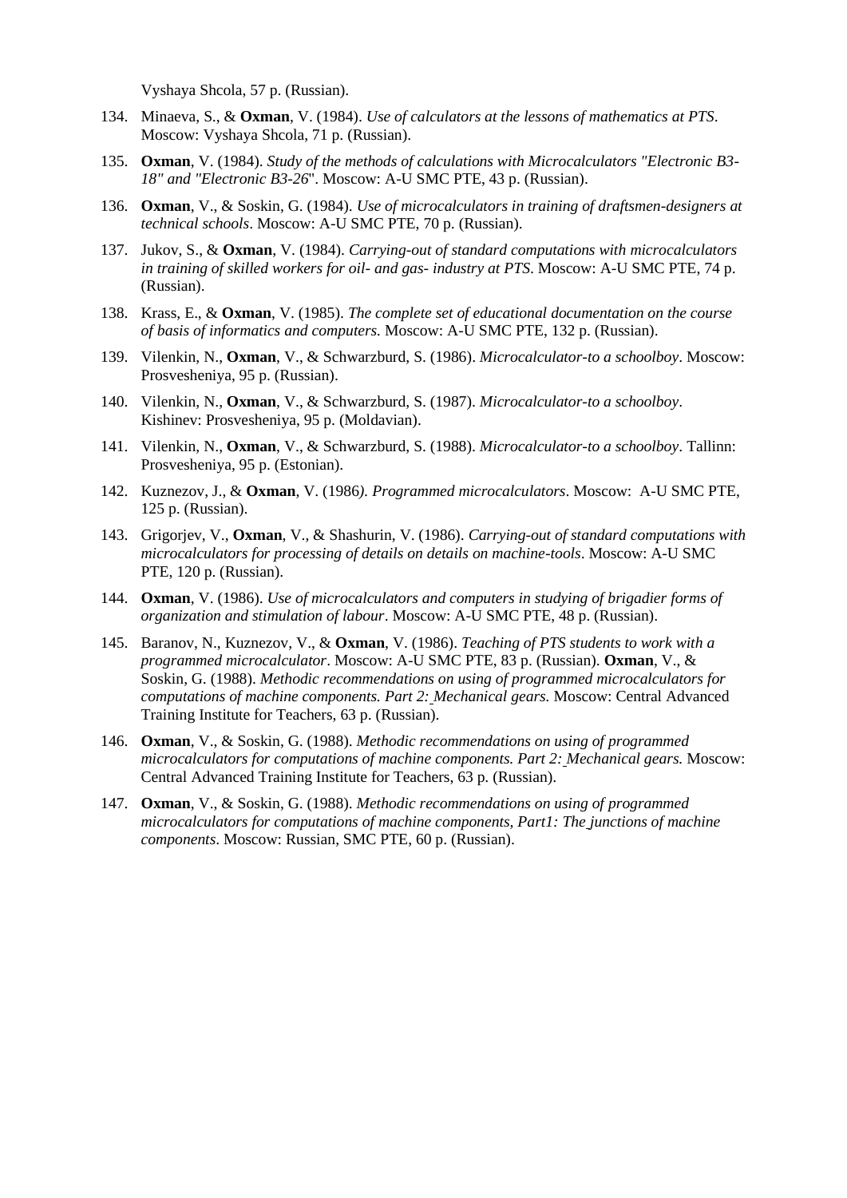Vyshaya Shcola, 57 p. (Russian).

134. Minaeva, S., & **Oxman**, V. (1984). *Use of calculators at the lessons of mathematics at PTS*. Moscow: Vyshaya Shcola, 71 p. (Russian).

135. **Oxman**, V. (1984). *Study of the methods of calculations with Microcalculators "Electronic B3-18" and "Electronic B3-26*". Moscow: A-U SMC PTE, 43 p. (Russian).

136. **Oxman**, V., & Soskin, G. (1984). *Use of microcalculators in training of draftsmen-designers at technical schools*. Moscow: A-U SMC PTE, 70 p. (Russian).

137. Jukov, S., & **Oxman**, V. (1984). *Carrying-out of standard computations with microcalculators in training of skilled workers for oil- and gas- industry at PTS*. Moscow: A-U SMC PTE, 74 p. (Russian).

138. Krass, E., & **Oxman**, V. (1985). *The complete set of educational documentation on the course of basis of informatics and computers.* Moscow: A-U SMC PTE, 132 p. (Russian).

139. Vilenkin, N., **Oxman**, V., & Schwarzburd, S. (1986). *Microcalculator-to a schoolboy*. Moscow: Prosvesheniya, 95 p. (Russian).

140. Vilenkin, N., **Oxman**, V., & Schwarzburd, S. (1987). *Microcalculator-to a schoolboy*. Kishinev: Prosvesheniya, 95 p. (Moldavian).

141. Vilenkin, N., **Oxman**, V., & Schwarzburd, S. (1988). *Microcalculator-to a schoolboy*. Tallinn: Prosvesheniya, 95 p. (Estonian).

142. Kuznezov, J., & **Oxman**, V. (1986*). Programmed microcalculators*. Moscow: A-U SMC PTE, 125 p. (Russian).

143. Grigorjev, V., **Oxman**, V., & Shashurin, V. (1986). *Carrying-out of standard computations with microcalculators for processing of details on details on machine-tools*. Moscow: A-U SMC PTE, 120 p. (Russian).

144. **Oxman**, V. (1986). *Use of microcalculators and computers in studying of brigadier forms of organization and stimulation of labour*. Moscow: A-U SMC PTE, 48 p. (Russian).

145. Baranov, N., Kuznezov, V., & **Oxman**, V. (1986). *Teaching of PTS students to work with a programmed microcalculator*. Moscow: A-U SMC PTE, 83 p. (Russian). **Oxman**, V., & Soskin, G. (1988). *Methodic recommendations on using of programmed microcalculators for computations of machine components. Part 2: Mechanical gears.* Moscow: Central Advanced Training Institute for Teachers, 63 p. (Russian).

146. **Oxman**, V., & Soskin, G. (1988). *Methodic recommendations on using of programmed microcalculators for computations of machine components. Part 2: Mechanical gears.* Moscow: Central Advanced Training Institute for Teachers, 63 p. (Russian).

147. **Oxman**, V., & Soskin, G. (1988). *Methodic recommendations on using of programmed microcalculators for computations of machine components, Part1: The junctions of machine components*. Moscow: Russian, SMC PTE, 60 p. (Russian).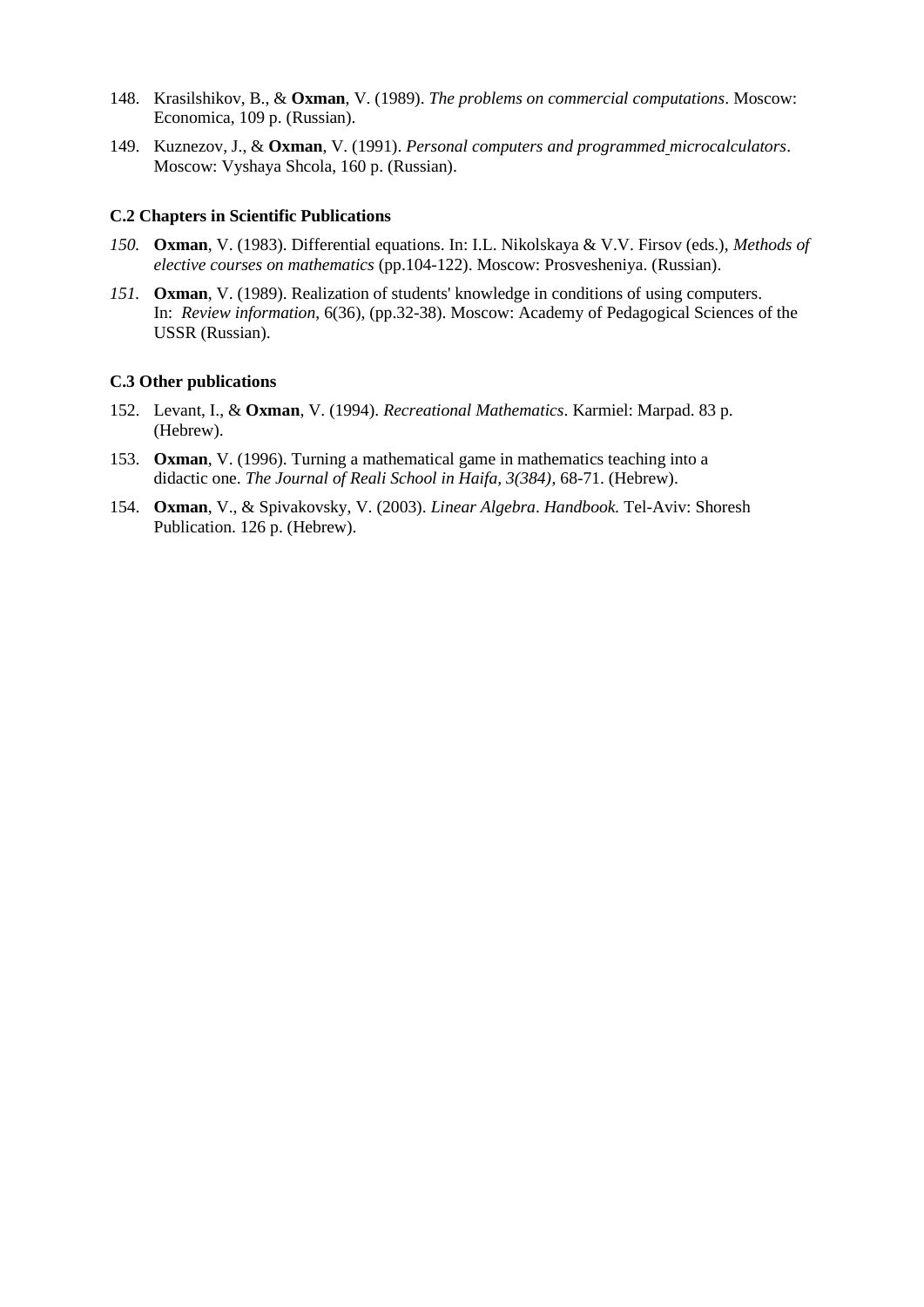148. Krasilshikov, B., & **Oxman**, V. (1989). *The problems on commercial computations*. Moscow: Economica, 109 p. (Russian).

149. Kuznezov, J., & **Oxman**, V. (1991). *Personal computers and programmed microcalculators*. Moscow: Vyshaya Shcola, 160 p. (Russian).

### C.2 Chapters in Scientific Publications

*150.* **Oxman**, V. (1983). Differential equations. In: I.L. Nikolskaya & V.V. Firsov (eds.), *Methods of elective courses on mathematics* (pp.104-122). Moscow: Prosvesheniya. (Russian).

*151.* **Oxman**, V. (1989). Realization of students' knowledge in conditions of using computers. In: *Review information*, 6(36), (pp.32-38). Moscow: Academy of Pedagogical Sciences of the USSR (Russian).

### C.3 Other publications

152. Levant, I., & **Oxman**, V. (1994). *Recreational Mathematics*. Karmiel: Marpad. 83 p. (Hebrew).

153. **Oxman**, V. (1996). Turning a mathematical game in mathematics teaching into a didactic one. *The Journal of Reali School in Haifa, 3(384)*, 68-71. (Hebrew).

154. **Oxman**, V., & Spivakovsky, V. (2003). *Linear Algebra*. *Handbook.* Tel-Aviv: Shoresh Publication. 126 p. (Hebrew).